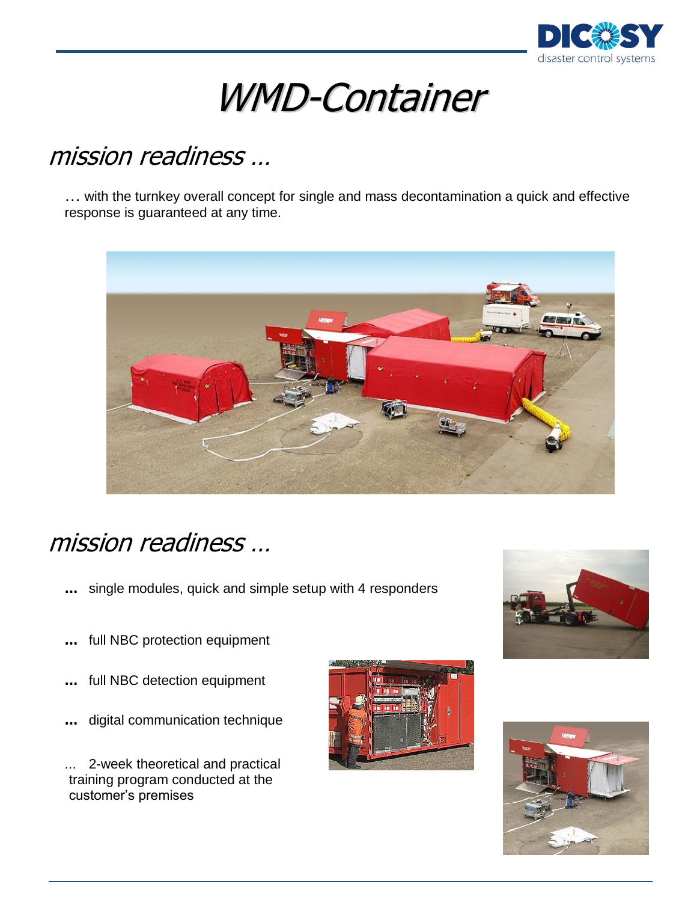# WMD-Container

## mission readiness …

… with the turnkey overall concept for single and mass decontamination a quick and effective response is guaranteed at any time.

## mission readiness …

**...** single modules, quick and simple setup with 4 responders

**...** full NBC protection equipment

**...** full NBC detection equipment

**...** digital communication technique

... 2-week theoretical and practical training program conducted at the customer's premises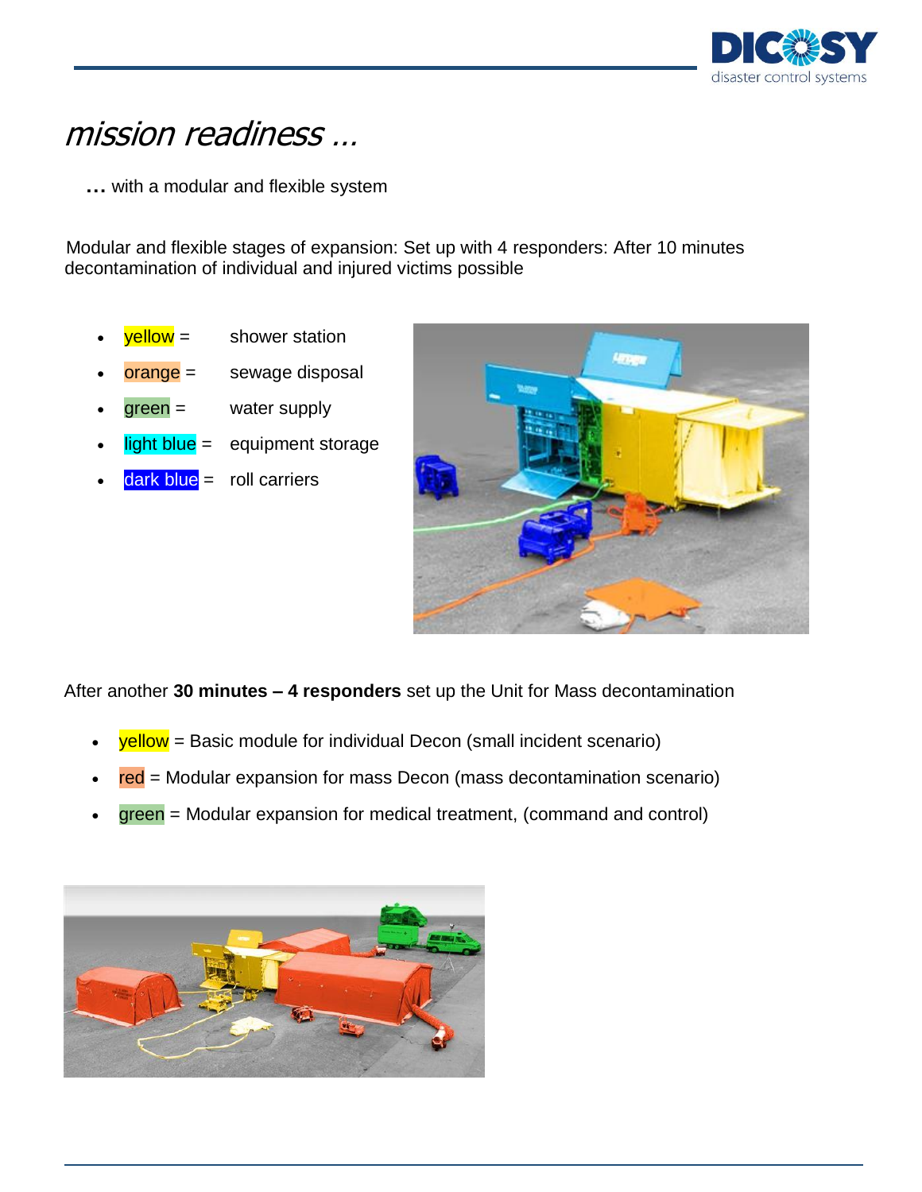# *mission readiness …*

**…** with a modular and flexible system

Modular and flexible stages of expansion: Set up with 4 responders: After 10 minutes decontamination of individual and injured victims possible

- yellow = shower station
- orange = sewage disposal
- green = water supply
- light blue = equipment storage
- dark blue = roll carriers

After another **30 minutes – 4 responders** set up the Unit for Mass decontamination

- yellow = Basic module for individual Decon (small incident scenario)
- red = Modular expansion for mass Decon (mass decontamination scenario)
- green = Modular expansion for medical treatment, (command and control)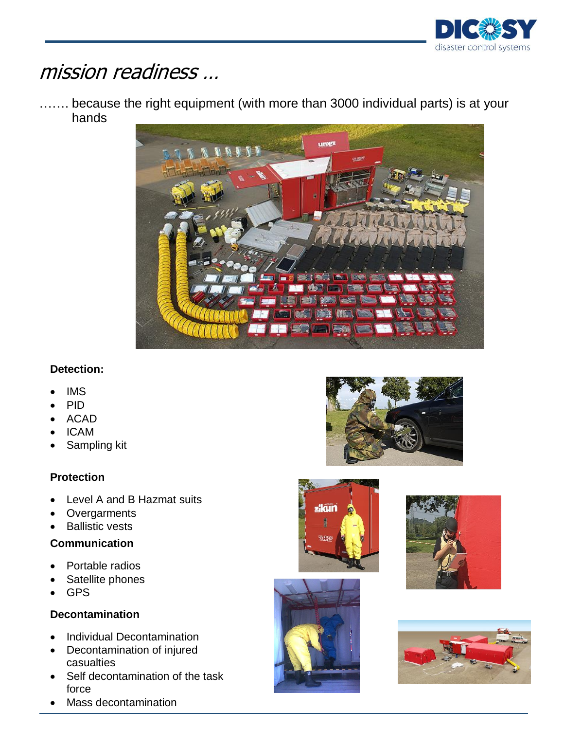# *mission readiness …*

……. because the right equipment (with more than 3000 individual parts) is at your hands

**Detection:**

- IMS
- PID
- ACAD
- ICAM
- Sampling kit

**Protection**

- Level A and B Hazmat suits
- Overgarments
- Ballistic vests

**Communication**

- Portable radios
- Satellite phones
- GPS

**Decontamination**

- Individual Decontamination
- Decontamination of injured casualties
- Self decontamination of the task force
- Mass decontamination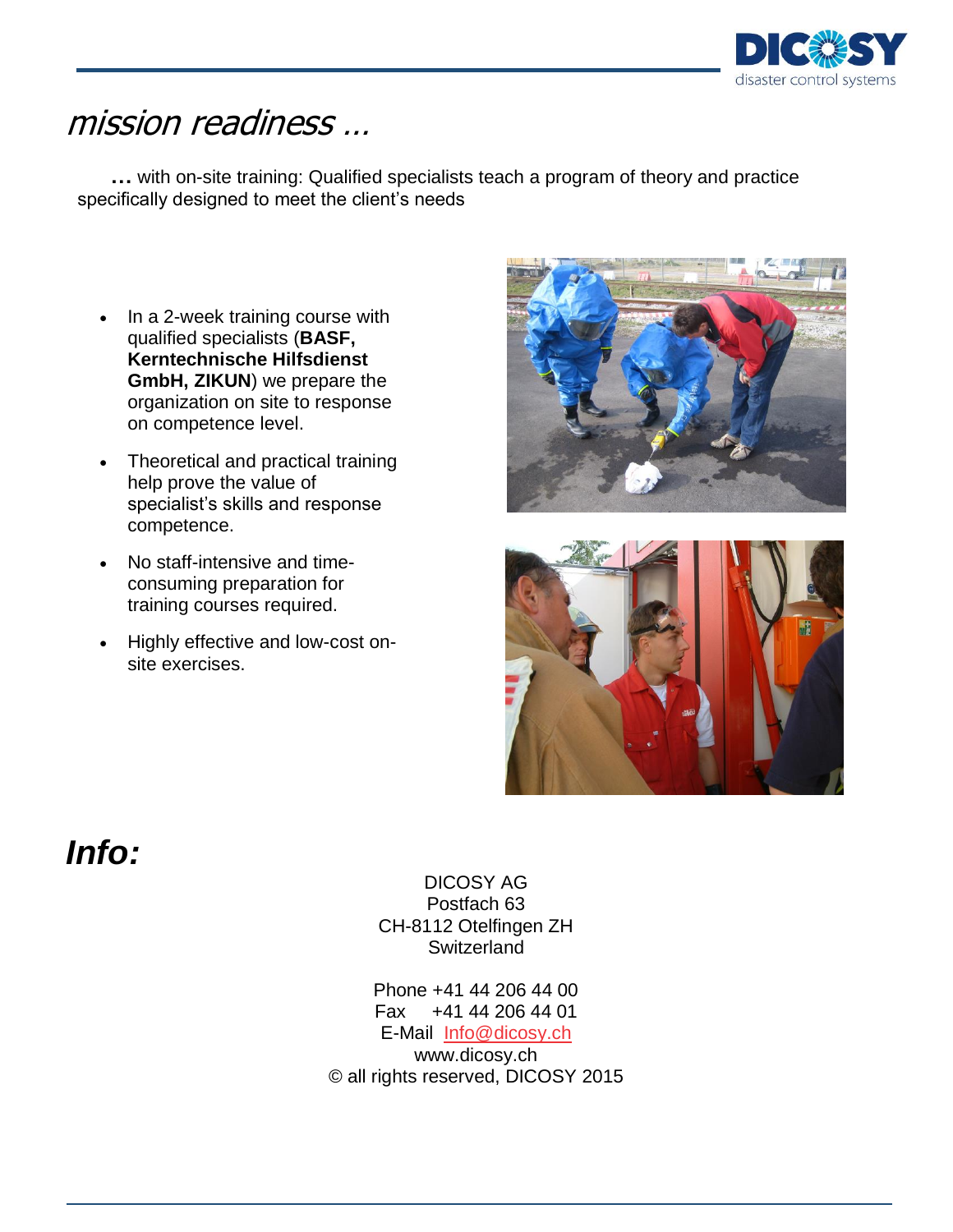# *mission readiness …*

**…** with on-site training: Qualified specialists teach a program of theory and practice specifically designed to meet the client's needs

- In a 2-week training course with qualified specialists (**BASF, Kerntechnische Hilfsdienst GmbH, ZIKUN**) we prepare the organization on site to response on competence level.
- Theoretical and practical training help prove the value of specialist's skills and response competence.
- No staff-intensive and time-consuming preparation for training courses required.
- Highly effective and low-cost on-site exercises.

## *Info:*

DICOSY AG
Postfach 63
CH-8112 Otelfingen ZH
Switzerland

Phone +41 44 206 44 00
Fax +41 44 206 44 01
E-Mail Info@dicosy.ch
www.dicosy.ch
© all rights reserved, DICOSY 2015